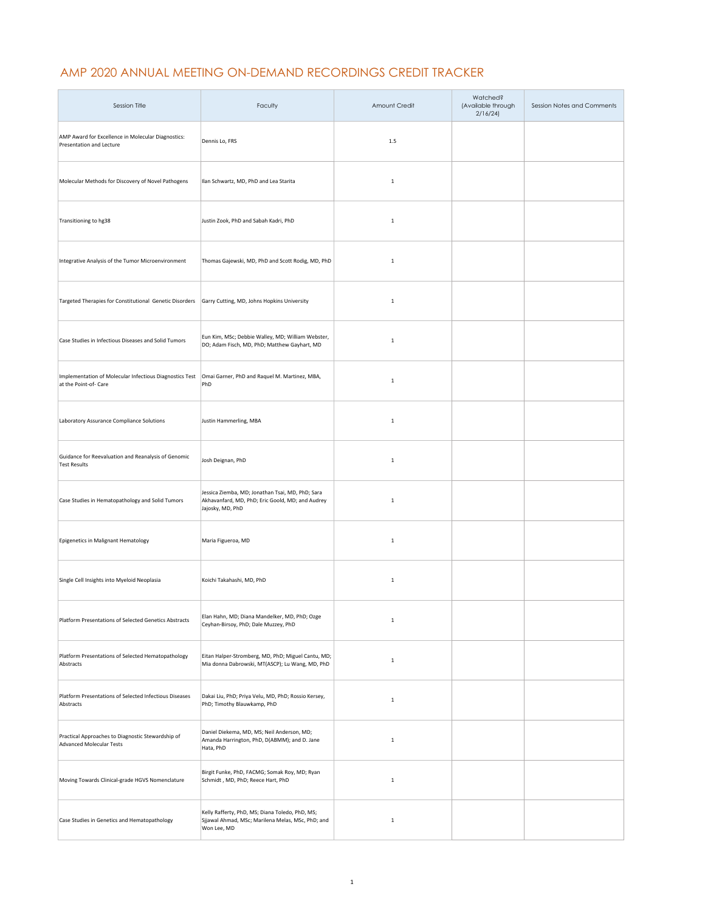# AMP 2020 ANNUAL MEETING ON-DEMAND RECORDINGS CREDIT TRACKER

| Session Title | Faculty | Amount Credit | Watched? (Available through 2/16/24) | Session Notes and Comments |
|---|---|---|---|---|
| AMP Award for Excellence in Molecular Diagnostics: Presentation and Lecture | Dennis Lo, FRS | 1.5 | | |
| Molecular Methods for Discovery of Novel Pathogens | Ilan Schwartz, MD, PhD and Lea Starita | 1 | | |
| Transitioning to hg38 | Justin Zook, PhD and Sabah Kadri, PhD | 1 | | |
| Integrative Analysis of the Tumor Microenvironment | Thomas Gajewski, MD, PhD and Scott Rodig, MD, PhD | 1 | | |
| Targeted Therapies for Constitutional Genetic Disorders | Garry Cutting, MD, Johns Hopkins University | 1 | | |
| Case Studies in Infectious Diseases and Solid Tumors | Eun Kim, MSc; Debbie Walley, MD; William Webster, DO; Adam Fisch, MD, PhD; Matthew Gayhart, MD | 1 | | |
| Implementation of Molecular Infectious Diagnostics Test at the Point-of- Care | Omai Garner, PhD and Raquel M. Martinez, MBA, PhD | 1 | | |
| Laboratory Assurance Compliance Solutions | Justin Hammerling, MBA | 1 | | |
| Guidance for Reevaluation and Reanalysis of Genomic Test Results | Josh Deignan, PhD | 1 | | |
| Case Studies in Hematopathology and Solid Tumors | Jessica Ziemba, MD; Jonathan Tsai, MD, PhD; Sara Akhavanfard, MD, PhD; Eric Goold, MD; and Audrey Jajosky, MD, PhD | 1 | | |
| Epigenetics in Malignant Hematology | Maria Figueroa, MD | 1 | | |
| Single Cell Insights into Myeloid Neoplasia | Koichi Takahashi, MD, PhD | 1 | | |
| Platform Presentations of Selected Genetics Abstracts | Elan Hahn, MD; Diana Mandelker, MD, PhD; Ozge Ceyhan-Birsoy, PhD; Dale Muzzey, PhD | 1 | | |
| Platform Presentations of Selected Hematopathology Abstracts | Eitan Halper-Stromberg, MD, PhD; Miguel Cantu, MD; Mia donna Dabrowski, MT(ASCP); Lu Wang, MD, PhD | 1 | | |
| Platform Presentations of Selected Infectious Diseases Abstracts | Dakai Liu, PhD; Priya Velu, MD, PhD; Rossio Kersey, PhD; Timothy Blauwkamp, PhD | 1 | | |
| Practical Approaches to Diagnostic Stewardship of Advanced Molecular Tests | Daniel Diekema, MD, MS; Neil Anderson, MD; Amanda Harrington, PhD, D(ABMM); and D. Jane Hata, PhD | 1 | | |
| Moving Towards Clinical-grade HGVS Nomenclature | Birgit Funke, PhD, FACMG; Somak Roy, MD; Ryan Schmidt , MD, PhD; Reece Hart, PhD | 1 | | |
| Case Studies in Genetics and Hematopathology | Kelly Rafferty, PhD, MS; Diana Toledo, PhD, MS; Sjjawal Ahmad, MSc; Marilena Melas, MSc, PhD; and Won Lee, MD | 1 | | |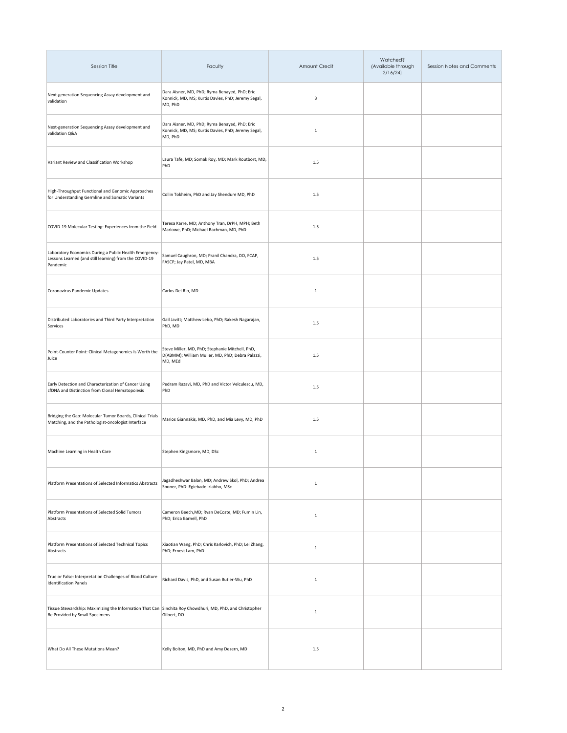| Session Title | Faculty | Amount Credit | Watched? (Available through 2/16/24) | Session Notes and Comments |
| --- | --- | --- | --- | --- |
| Next-generation Sequencing Assay development and validation | Dara Aisner, MD, PhD; Ryma Benayed, PhD; Eric Konnick, MD, MS; Kurtis Davies, PhD; Jeremy Segal, MD, PhD | 3 | | |
| Next-generation Sequencing Assay development and validation Q&A | Dara Aisner, MD, PhD; Ryma Benayed, PhD; Eric Konnick, MD, MS; Kurtis Davies, PhD; Jeremy Segal, MD, PhD | 1 | | |
| Variant Review and Classification Workshop | Laura Tafe, MD; Somak Roy, MD; Mark Routbort, MD, PhD | 1.5 | | |
| High-Throughput Functional and Genomic Approaches for Understanding Germline and Somatic Variants | Collin Tokheim, PhD and Jay Shendure MD, PhD | 1.5 | | |
| COVID-19 Molecular Testing: Experiences from the Field | Teresa Karre, MD; Anthony Tran, DrPH, MPH; Beth Marlowe, PhD; Michael Bachman, MD, PhD | 1.5 | | |
| Laboratory Economics During a Public Health Emergency: Lessons Learned (and still learning) from the COVID-19 Pandemic | Samuel Caughron, MD; Pranil Chandra, DO, FCAP, FASCP; Jay Patel, MD, MBA | 1.5 | | |
| Coronavirus Pandemic Updates | Carlos Del Rio, MD | 1 | | |
| Distributed Laboratories and Third Party Interpretation Services | Gail Javitt; Matthew Lebo, PhD; Rakesh Nagarajan, PhD, MD | 1.5 | | |
| Point-Counter Point: Clinical Metagenomics Is Worth the Juice | Steve Miller, MD, PhD; Stephanie Mitchell, PhD, D(ABMM); William Muller, MD, PhD; Debra Palazzi, MD, MEd | 1.5 | | |
| Early Detection and Characterization of Cancer Using cfDNA and Distinction from Clonal Hematopoiesis | Pedram Razavi, MD, PhD and Victor Velculescu, MD, PhD | 1.5 | | |
| Bridging the Gap: Molecular Tumor Boards, Clinical Trials Matching, and the Pathologist-oncologist Interface | Marios Giannakis, MD, PhD, and Mia Levy, MD, PhD | 1.5 | | |
| Machine Learning in Health Care | Stephen Kingsmore, MD, DSc | 1 | | |
| Platform Presentations of Selected Informatics Abstracts | Jagadheshwar Balan, MD; Andrew Skol, PhD; Andrea Sboner, PhD: Egiebade Iriabho, MSc | 1 | | |
| Platform Presentations of Selected Solid Tumors Abstracts | Cameron Beech,MD; Ryan DeCoste, MD; Fumin Lin, PhD; Erica Barnell, PhD | 1 | | |
| Platform Presentations of Selected Technical Topics Abstracts | Xiaotian Wang, PhD; Chris Karlovich, PhD; Lei Zhang, PhD; Ernest Lam, PhD | 1 | | |
| True or False: Interpretation Challenges of Blood Culture Identification Panels | Richard Davis, PhD, and Susan Butler-Wu, PhD | 1 | | |
| Tissue Stewardship: Maximizing the Information That Can Be Provided by Small Specimens | Sinchita Roy Chowdhuri, MD, PhD, and Christopher Gilbert, DO | 1 | | |
| What Do All These Mutations Mean? | Kelly Bolton, MD, PhD and Amy Dezern, MD | 1.5 | | |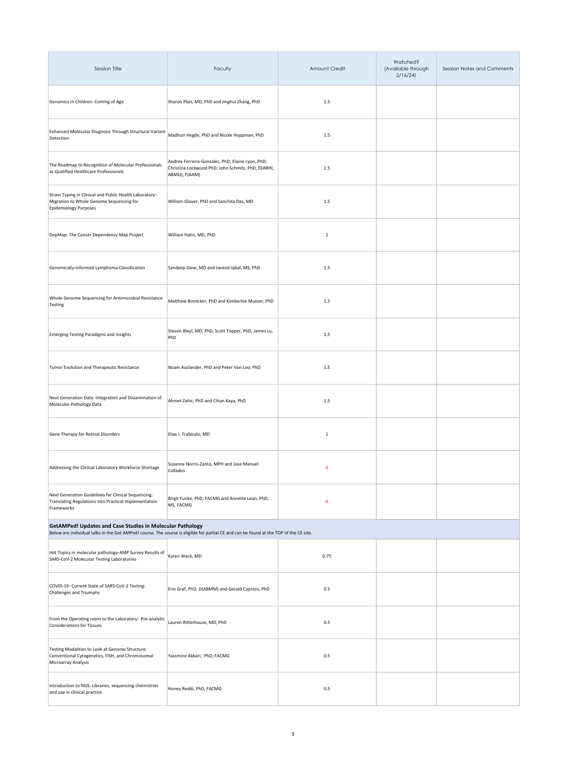| Session Title | Faculty | Amount Credit | Watched? (Available through 2/16/24) | Session Notes and Comments |
|---|---|---|---|---|
| Genomics in Children: Coming of Age | Sharon Plon, MD, PhD and Jinghui Zhang, PhD | 1.5 | | |
| Enhanced Molecular Diagnosis Through Structural Variant Detection | Madhuri Hegde, PhD and Nicole Hoppman, PhD | 1.5 | | |
| The Roadmap to Recognition of Molecular Professionals as Qualified Healthcare Professionals | Andrea Ferreira-Gonzalez, PhD; Elaine Lyon, PhD; Christina Lockwood PhD; John Schmitz, PhD, D(ABHI, ABMLI), F(AAM) | 1.5 | | |
| Strain Typing in Clinical and Public Health Laboratory: Migration to Whole Genome Sequencing for Epidemiology Purposes | William Glover, PhD and Sanchita Das, MD | 1.5 | | |
| DepMap: The Cancer Dependency Map Project | William Hahn, MD, PhD | 1 | | |
| Genomically-informed Lymphoma Classification | Sandeep Dave, MD and Javeed Iqbal, MS, PhD | 1.5 | | |
| Whole Genome Sequencing for Antimicrobial Resistance Testing | Matthew Binnicker, PhD and Kimberlee Musser, PhD | 1.5 | | |
| Emerging Testing Paradigms and Insights | Steven Bleyl, MD, PhD, Scott Topper, PhD, James Lu, PhD | 1.5 | | |
| Tumor Evolution and Therapeutic Resistance | Noam Auslander, PhD and Peter Van Loo, PhD | 1.5 | | |
| Next Generation Data: Integration and Dissemination of Molecular Pathology Data | Ahmet Zehir, PhD and Cihan Kaya, PhD | 1.5 | | |
| Gene Therapy for Retinal Disorders | Elias I. Traboulsi, MD | 1 | | |
| Addressing the Clinical Laboratory Workforce Shortage | Susanne Norris-Zanto, MPH and Jose Manuel Collados | 0 | | |
| Next Generation Guidelines for Clinical Sequencing: Translating Regulations into Practical Implementation Frameworks | Birgit Funke, PhD, FACMG and Annette Leon, PhD, MS, FACMG | 0 | | |
| **GetAMPed! Updates and Case Studies in Molecular Pathology** Below are individual talks in the Get AMPed! course. The course is eligible for partial CE and can be found at the TOP of the CE site. | | | | |
| Hot Topics in molecular pathology-AMP Survey Results of SARS-CoV-2 Molecular Testing Laboratories | Karen Weck, MD | 0.75 | | |
| COVID-19- Current State of SARS-CoV-2 Testing: Challenges and Triumphs | Erin Graf, PhD, D(ABMM) and Gerald Capraro, PhD | 0.5 | | |
| From the Operating room to the Laboratory: Pre-analytic Considerations for Tissues | Lauren Ritterhouse, MD, PhD | 0.5 | | |
| Testing Modalities to Look at Genome Structure: Conventional Cytogenetics, FISH, and Chromosomal Microarray Analysis | Yassmine Akkari, PhD, FACMG | 0.5 | | |
| Introduction to NGS: Libraries, sequencing chemistries and use in clinical practice | Honey Reddi, PhD, FACMG | 0.5 | | |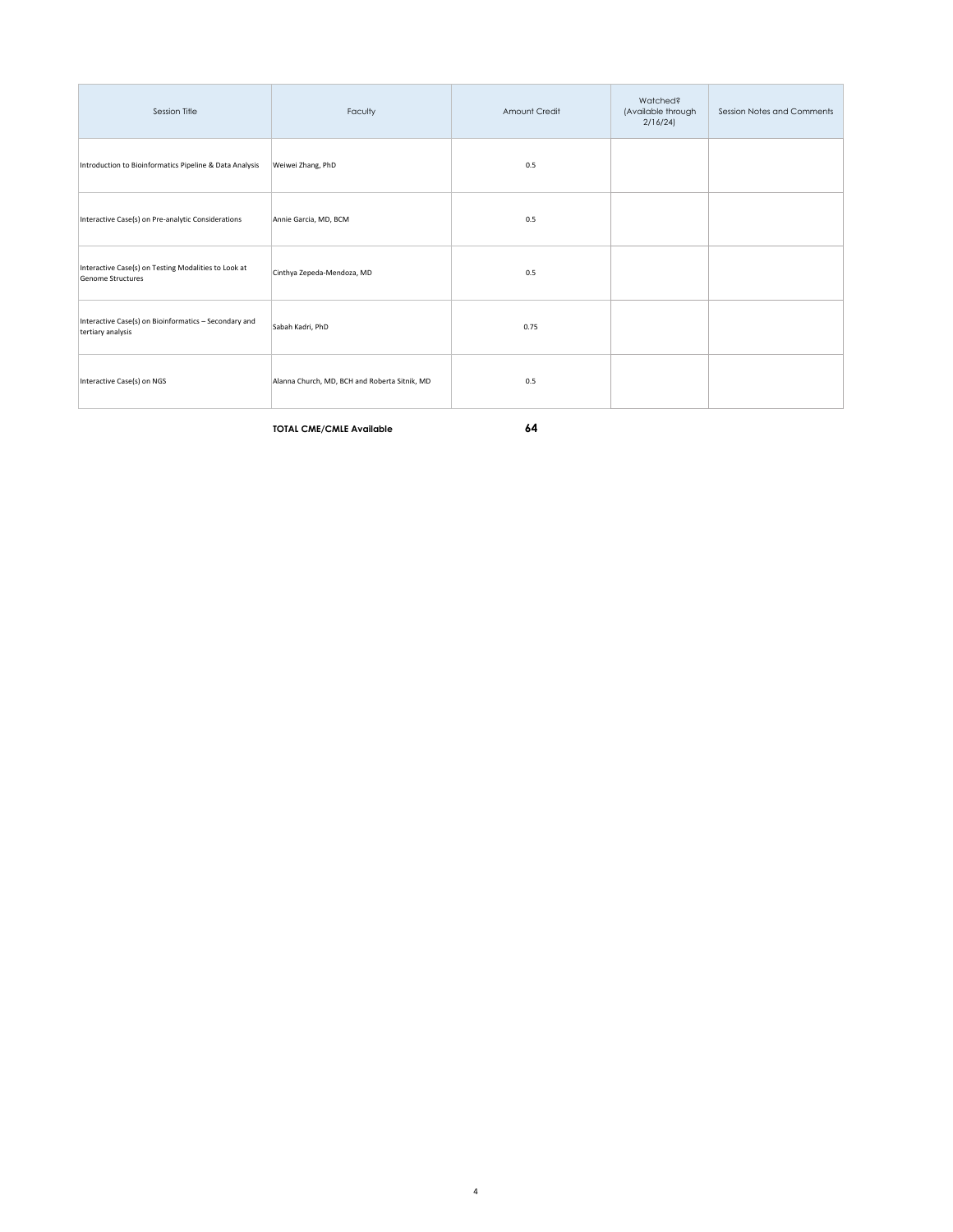| Session Title | Faculty | Amount Credit | Watched? (Available through 2/16/24) | Session Notes and Comments |
|---|---|---|---|---|
| Introduction to Bioinformatics Pipeline & Data Analysis | Weiwei Zhang, PhD | 0.5 | | |
| Interactive Case(s) on Pre-analytic Considerations | Annie Garcia, MD, BCM | 0.5 | | |
| Interactive Case(s) on Testing Modalities to Look at Genome Structures | Cinthya Zepeda-Mendoza, MD | 0.5 | | |
| Interactive Case(s) on Bioinformatics – Secondary and tertiary analysis | Sabah Kadri, PhD | 0.75 | | |
| Interactive Case(s) on NGS | Alanna Church, MD, BCH and Roberta Sitnik, MD | 0.5 | | |
| | **TOTAL CME/CMLE Available** | **64** | | |